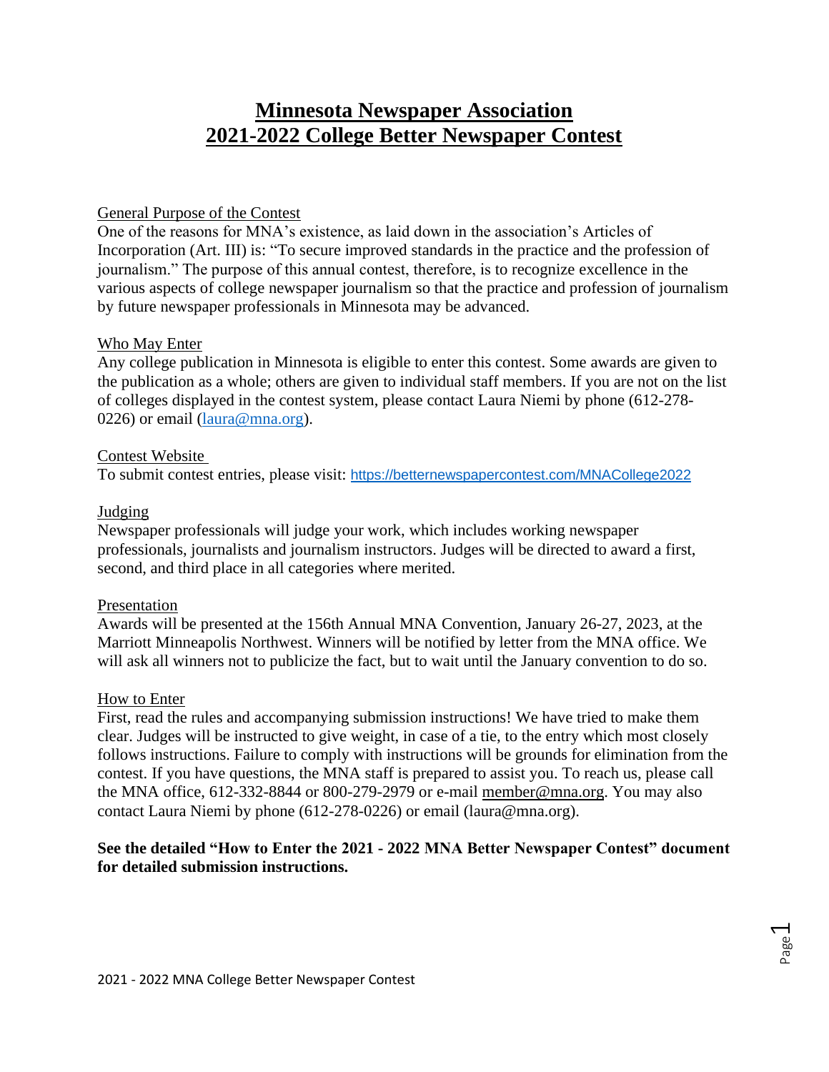# Minnesota Newspaper Association
# 2021-2022 College Better Newspaper Contest

## General Purpose of the Contest

One of the reasons for MNA's existence, as laid down in the association's Articles of Incorporation (Art. III) is: "To secure improved standards in the practice and the profession of journalism." The purpose of this annual contest, therefore, is to recognize excellence in the various aspects of college newspaper journalism so that the practice and profession of journalism by future newspaper professionals in Minnesota may be advanced.

## Who May Enter

Any college publication in Minnesota is eligible to enter this contest. Some awards are given to the publication as a whole; others are given to individual staff members. If you are not on the list of colleges displayed in the contest system, please contact Laura Niemi by phone (612-278-0226) or email (laura@mna.org).

## Contest Website

To submit contest entries, please visit: https://betternewspapercontest.com/MNACollege2022

## Judging

Newspaper professionals will judge your work, which includes working newspaper professionals, journalists and journalism instructors. Judges will be directed to award a first, second, and third place in all categories where merited.

## Presentation

Awards will be presented at the 156th Annual MNA Convention, January 26-27, 2023, at the Marriott Minneapolis Northwest. Winners will be notified by letter from the MNA office. We will ask all winners not to publicize the fact, but to wait until the January convention to do so.

## How to Enter

First, read the rules and accompanying submission instructions! We have tried to make them clear. Judges will be instructed to give weight, in case of a tie, to the entry which most closely follows instructions. Failure to comply with instructions will be grounds for elimination from the contest. If you have questions, the MNA staff is prepared to assist you. To reach us, please call the MNA office, 612-332-8844 or 800-279-2979 or e-mail member@mna.org. You may also contact Laura Niemi by phone (612-278-0226) or email (laura@mna.org).

**See the detailed "How to Enter the 2021 - 2022 MNA Better Newspaper Contest" document for detailed submission instructions.**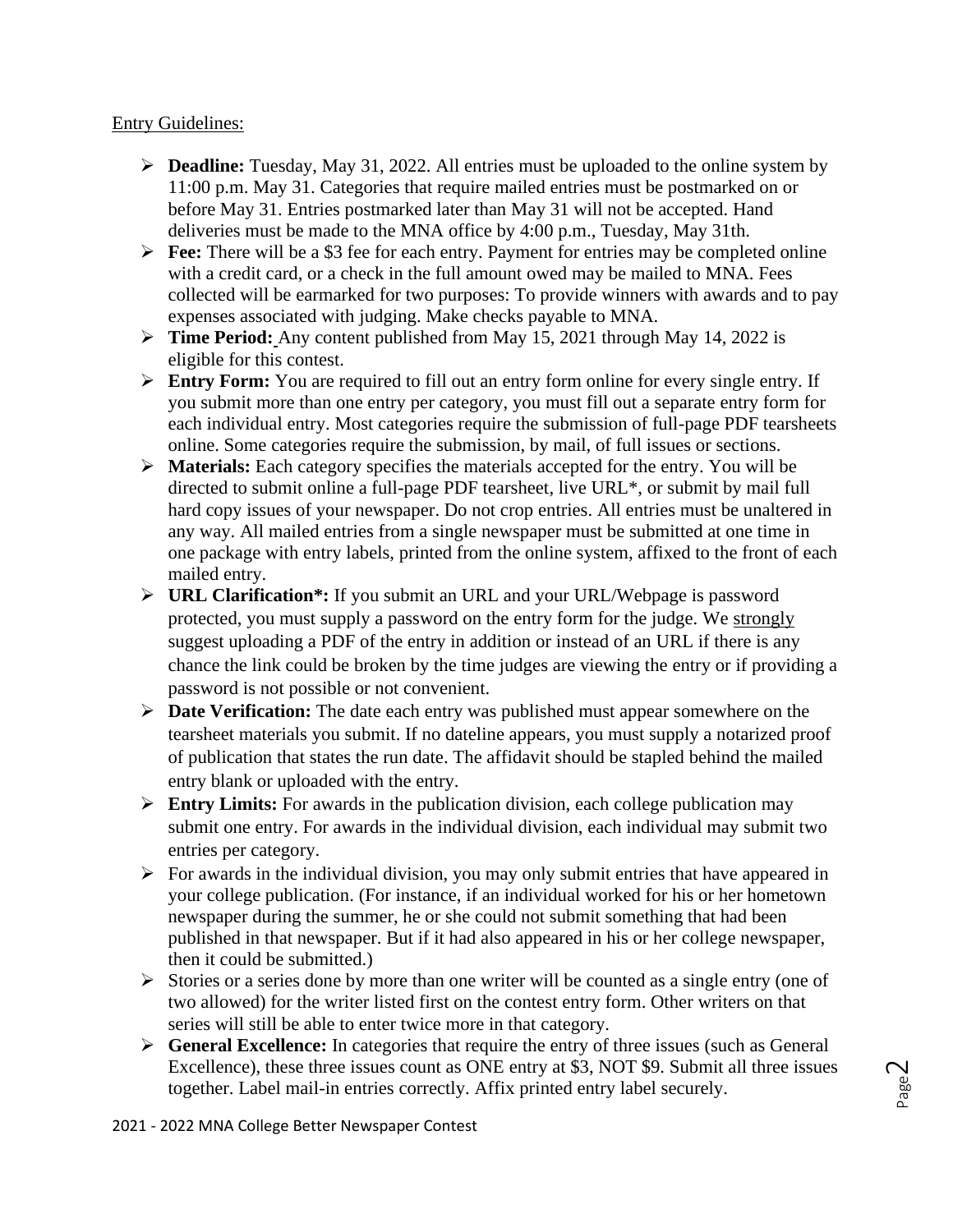Entry Guidelines:

- **Deadline:** Tuesday, May 31, 2022. All entries must be uploaded to the online system by 11:00 p.m. May 31. Categories that require mailed entries must be postmarked on or before May 31. Entries postmarked later than May 31 will not be accepted. Hand deliveries must be made to the MNA office by 4:00 p.m., Tuesday, May 31th.
- **Fee:** There will be a $3 fee for each entry. Payment for entries may be completed online with a credit card, or a check in the full amount owed may be mailed to MNA. Fees collected will be earmarked for two purposes: To provide winners with awards and to pay expenses associated with judging. Make checks payable to MNA.
- **Time Period:** Any content published from May 15, 2021 through May 14, 2022 is eligible for this contest.
- **Entry Form:** You are required to fill out an entry form online for every single entry. If you submit more than one entry per category, you must fill out a separate entry form for each individual entry. Most categories require the submission of full-page PDF tearsheets online. Some categories require the submission, by mail, of full issues or sections.
- **Materials:** Each category specifies the materials accepted for the entry. You will be directed to submit online a full-page PDF tearsheet, live URL*, or submit by mail full hard copy issues of your newspaper. Do not crop entries. All entries must be unaltered in any way. All mailed entries from a single newspaper must be submitted at one time in one package with entry labels, printed from the online system, affixed to the front of each mailed entry.
- **URL Clarification*:** If you submit an URL and your URL/Webpage is password protected, you must supply a password on the entry form for the judge. We strongly suggest uploading a PDF of the entry in addition or instead of an URL if there is any chance the link could be broken by the time judges are viewing the entry or if providing a password is not possible or not convenient.
- **Date Verification:** The date each entry was published must appear somewhere on the tearsheet materials you submit. If no dateline appears, you must supply a notarized proof of publication that states the run date. The affidavit should be stapled behind the mailed entry blank or uploaded with the entry.
- **Entry Limits:** For awards in the publication division, each college publication may submit one entry. For awards in the individual division, each individual may submit two entries per category.
- For awards in the individual division, you may only submit entries that have appeared in your college publication. (For instance, if an individual worked for his or her hometown newspaper during the summer, he or she could not submit something that had been published in that newspaper. But if it had also appeared in his or her college newspaper, then it could be submitted.)
- Stories or a series done by more than one writer will be counted as a single entry (one of two allowed) for the writer listed first on the contest entry form. Other writers on that series will still be able to enter twice more in that category.
- **General Excellence:** In categories that require the entry of three issues (such as General Excellence), these three issues count as ONE entry at $3, NOT $9. Submit all three issues together. Label mail-in entries correctly. Affix printed entry label securely.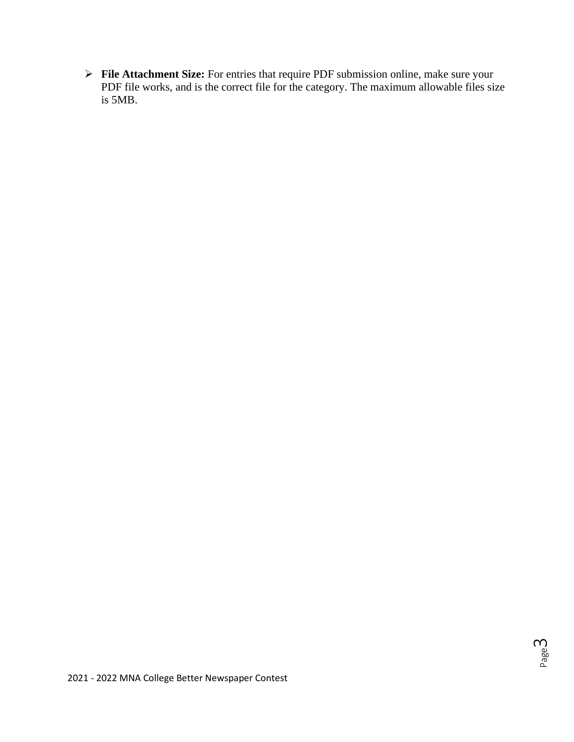- **File Attachment Size:** For entries that require PDF submission online, make sure your PDF file works, and is the correct file for the category. The maximum allowable files size is 5MB.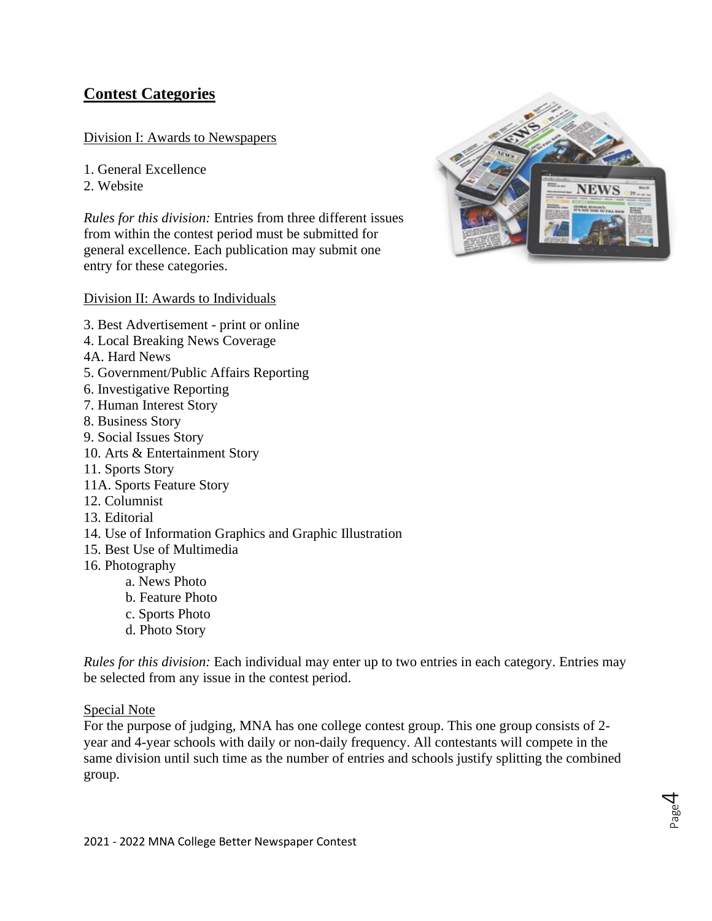## Contest Categories

Division I: Awards to Newspapers

1. General Excellence
2. Website

*Rules for this division:* Entries from three different issues from within the contest period must be submitted for general excellence. Each publication may submit one entry for these categories.

Division II: Awards to Individuals

3. Best Advertisement - print or online
4. Local Breaking News Coverage
4A. Hard News
5. Government/Public Affairs Reporting
6. Investigative Reporting
7. Human Interest Story
8. Business Story
9. Social Issues Story
10. Arts & Entertainment Story
11. Sports Story
11A. Sports Feature Story
12. Columnist
13. Editorial
14. Use of Information Graphics and Graphic Illustration
15. Best Use of Multimedia
16. Photography
    - a. News Photo
    - b. Feature Photo
    - c. Sports Photo
    - d. Photo Story

*Rules for this division:* Each individual may enter up to two entries in each category. Entries may be selected from any issue in the contest period.

Special Note

For the purpose of judging, MNA has one college contest group. This one group consists of 2-year and 4-year schools with daily or non-daily frequency. All contestants will compete in the same division until such time as the number of entries and schools justify splitting the combined group.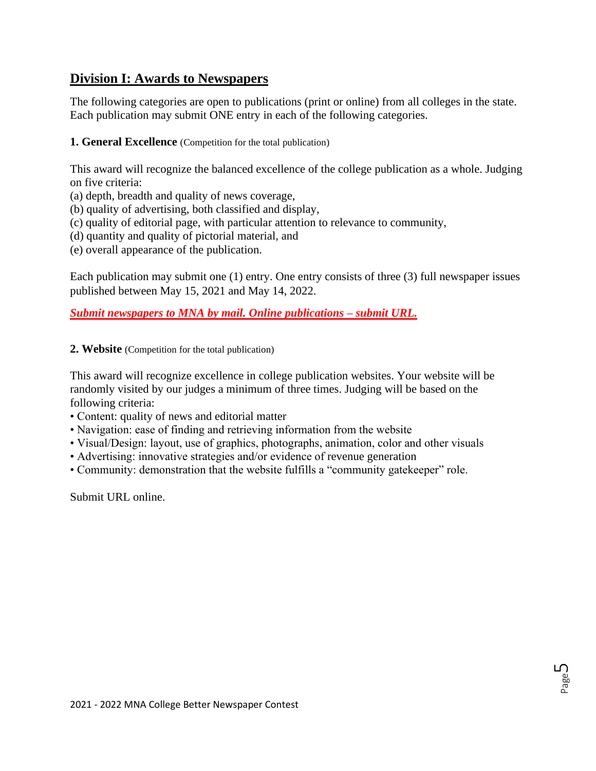## Division I: Awards to Newspapers

The following categories are open to publications (print or online) from all colleges in the state. Each publication may submit ONE entry in each of the following categories.

**1. General Excellence** (Competition for the total publication)

This award will recognize the balanced excellence of the college publication as a whole. Judging on five criteria:

(a) depth, breadth and quality of news coverage,
(b) quality of advertising, both classified and display,
(c) quality of editorial page, with particular attention to relevance to community,
(d) quantity and quality of pictorial material, and
(e) overall appearance of the publication.

Each publication may submit one (1) entry. One entry consists of three (3) full newspaper issues published between May 15, 2021 and May 14, 2022.

***Submit newspapers to MNA by mail. Online publications – submit URL.***

**2. Website** (Competition for the total publication)

This award will recognize excellence in college publication websites. Your website will be randomly visited by our judges a minimum of three times. Judging will be based on the following criteria:

- Content: quality of news and editorial matter
- Navigation: ease of finding and retrieving information from the website
- Visual/Design: layout, use of graphics, photographs, animation, color and other visuals
- Advertising: innovative strategies and/or evidence of revenue generation
- Community: demonstration that the website fulfills a "community gatekeeper" role.

Submit URL online.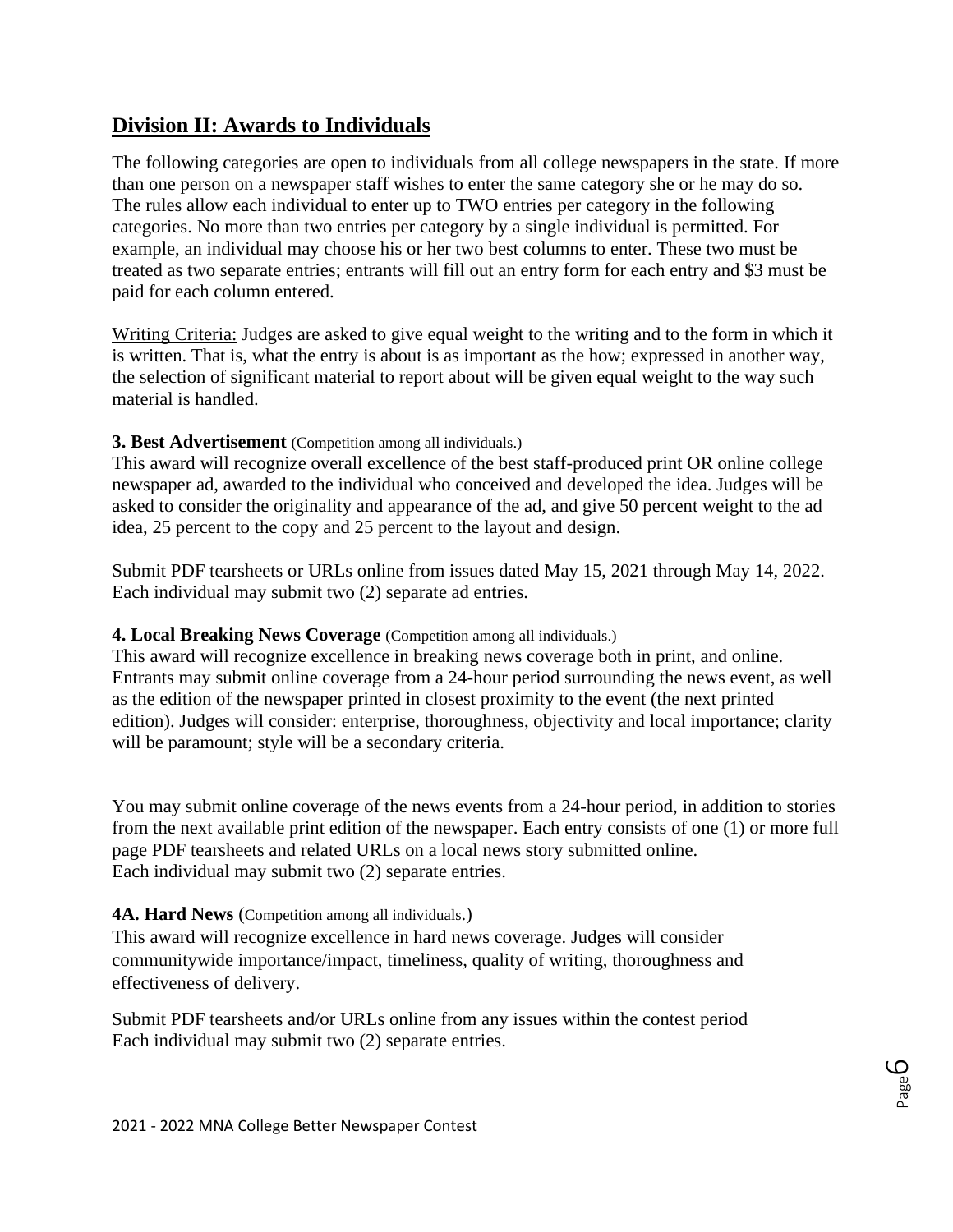## Division II: Awards to Individuals

The following categories are open to individuals from all college newspapers in the state. If more than one person on a newspaper staff wishes to enter the same category she or he may do so. The rules allow each individual to enter up to TWO entries per category in the following categories. No more than two entries per category by a single individual is permitted. For example, an individual may choose his or her two best columns to enter. These two must be treated as two separate entries; entrants will fill out an entry form for each entry and $3 must be paid for each column entered.

Writing Criteria: Judges are asked to give equal weight to the writing and to the form in which it is written. That is, what the entry is about is as important as the how; expressed in another way, the selection of significant material to report about will be given equal weight to the way such material is handled.

**3. Best Advertisement** (Competition among all individuals.)
This award will recognize overall excellence of the best staff-produced print OR online college newspaper ad, awarded to the individual who conceived and developed the idea. Judges will be asked to consider the originality and appearance of the ad, and give 50 percent weight to the ad idea, 25 percent to the copy and 25 percent to the layout and design.

Submit PDF tearsheets or URLs online from issues dated May 15, 2021 through May 14, 2022. Each individual may submit two (2) separate ad entries.

**4. Local Breaking News Coverage** (Competition among all individuals.)
This award will recognize excellence in breaking news coverage both in print, and online. Entrants may submit online coverage from a 24-hour period surrounding the news event, as well as the edition of the newspaper printed in closest proximity to the event (the next printed edition). Judges will consider: enterprise, thoroughness, objectivity and local importance; clarity will be paramount; style will be a secondary criteria.

You may submit online coverage of the news events from a 24-hour period, in addition to stories from the next available print edition of the newspaper. Each entry consists of one (1) or more full page PDF tearsheets and related URLs on a local news story submitted online.
Each individual may submit two (2) separate entries.

**4A. Hard News** (Competition among all individuals.)
This award will recognize excellence in hard news coverage. Judges will consider communitywide importance/impact, timeliness, quality of writing, thoroughness and effectiveness of delivery.

Submit PDF tearsheets and/or URLs online from any issues within the contest period
Each individual may submit two (2) separate entries.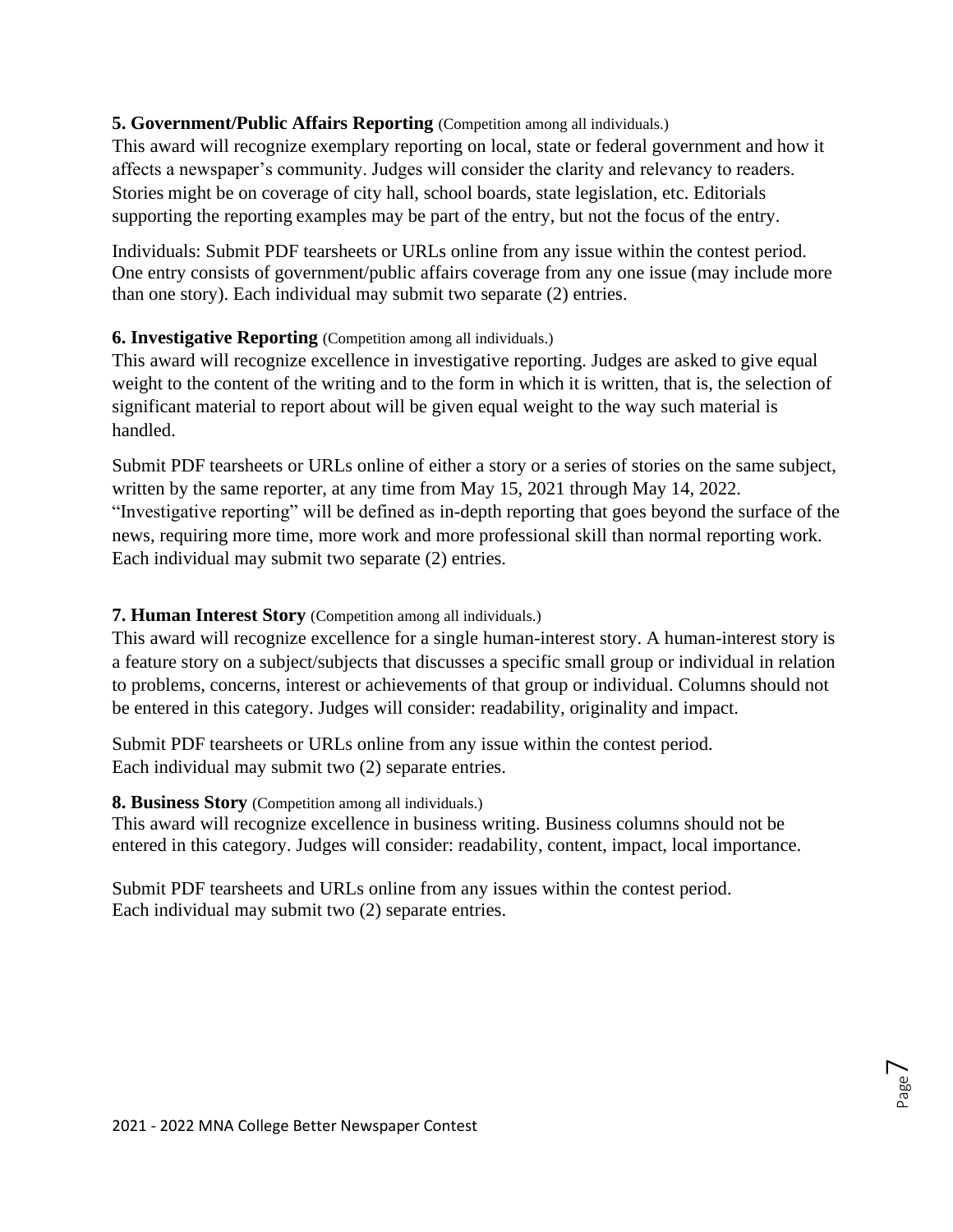**5. Government/Public Affairs Reporting** (Competition among all individuals.)
This award will recognize exemplary reporting on local, state or federal government and how it affects a newspaper's community. Judges will consider the clarity and relevancy to readers. Stories might be on coverage of city hall, school boards, state legislation, etc. Editorials supporting the reporting examples may be part of the entry, but not the focus of the entry.

Individuals: Submit PDF tearsheets or URLs online from any issue within the contest period. One entry consists of government/public affairs coverage from any one issue (may include more than one story). Each individual may submit two separate (2) entries.

**6. Investigative Reporting** (Competition among all individuals.)
This award will recognize excellence in investigative reporting. Judges are asked to give equal weight to the content of the writing and to the form in which it is written, that is, the selection of significant material to report about will be given equal weight to the way such material is handled.

Submit PDF tearsheets or URLs online of either a story or a series of stories on the same subject, written by the same reporter, at any time from May 15, 2021 through May 14, 2022. "Investigative reporting" will be defined as in-depth reporting that goes beyond the surface of the news, requiring more time, more work and more professional skill than normal reporting work. Each individual may submit two separate (2) entries.

**7. Human Interest Story** (Competition among all individuals.)
This award will recognize excellence for a single human-interest story. A human-interest story is a feature story on a subject/subjects that discusses a specific small group or individual in relation to problems, concerns, interest or achievements of that group or individual. Columns should not be entered in this category. Judges will consider: readability, originality and impact.

Submit PDF tearsheets or URLs online from any issue within the contest period.
Each individual may submit two (2) separate entries.

**8. Business Story** (Competition among all individuals.)
This award will recognize excellence in business writing. Business columns should not be entered in this category. Judges will consider: readability, content, impact, local importance.

Submit PDF tearsheets and URLs online from any issues within the contest period.
Each individual may submit two (2) separate entries.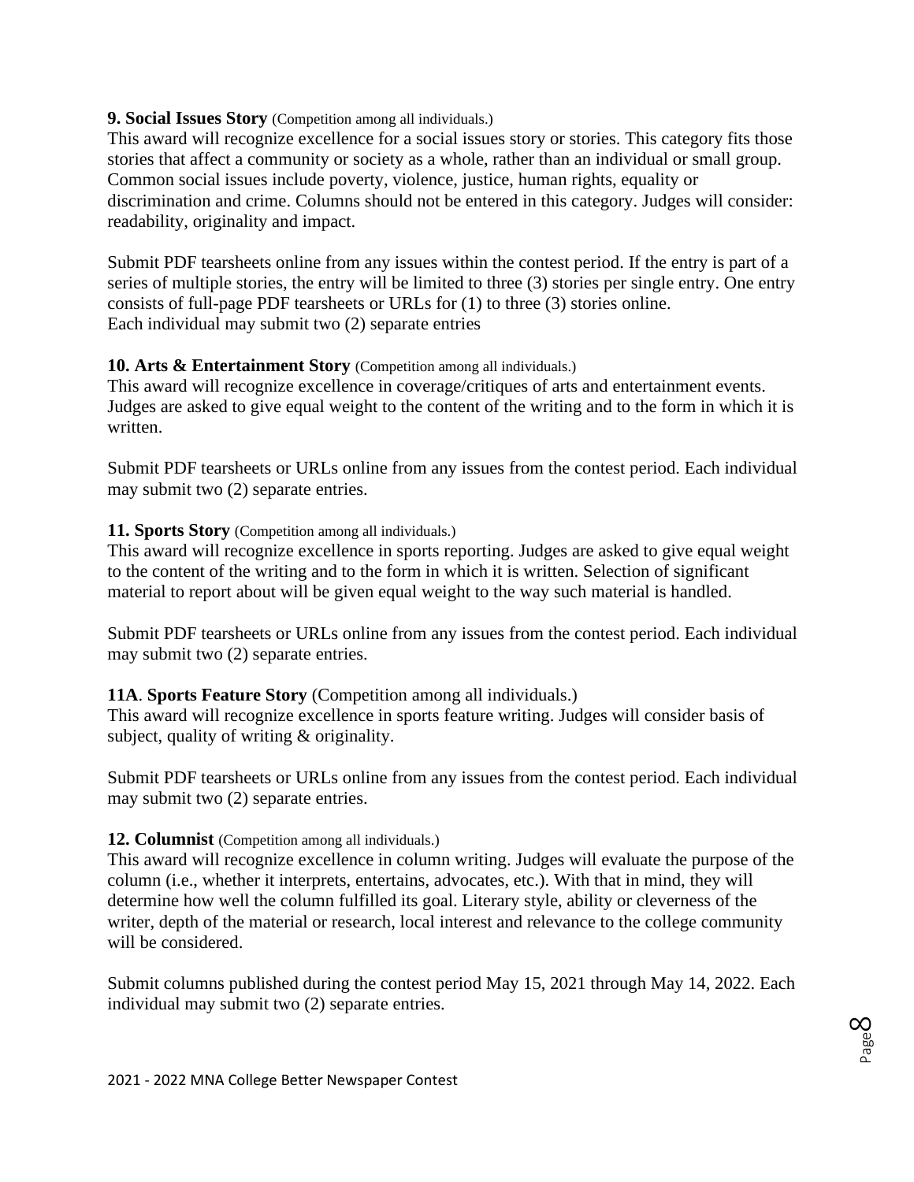**9. Social Issues Story** (Competition among all individuals.)
This award will recognize excellence for a social issues story or stories. This category fits those stories that affect a community or society as a whole, rather than an individual or small group. Common social issues include poverty, violence, justice, human rights, equality or discrimination and crime. Columns should not be entered in this category. Judges will consider: readability, originality and impact.

Submit PDF tearsheets online from any issues within the contest period. If the entry is part of a series of multiple stories, the entry will be limited to three (3) stories per single entry. One entry consists of full-page PDF tearsheets or URLs for (1) to three (3) stories online.
Each individual may submit two (2) separate entries

**10. Arts & Entertainment Story** (Competition among all individuals.)
This award will recognize excellence in coverage/critiques of arts and entertainment events. Judges are asked to give equal weight to the content of the writing and to the form in which it is written.

Submit PDF tearsheets or URLs online from any issues from the contest period. Each individual may submit two (2) separate entries.

**11. Sports Story** (Competition among all individuals.)
This award will recognize excellence in sports reporting. Judges are asked to give equal weight to the content of the writing and to the form in which it is written. Selection of significant material to report about will be given equal weight to the way such material is handled.

Submit PDF tearsheets or URLs online from any issues from the contest period. Each individual may submit two (2) separate entries.

**11A**. **Sports Feature Story** (Competition among all individuals.)
This award will recognize excellence in sports feature writing. Judges will consider basis of subject, quality of writing & originality.

Submit PDF tearsheets or URLs online from any issues from the contest period. Each individual may submit two (2) separate entries.

**12. Columnist** (Competition among all individuals.)
This award will recognize excellence in column writing. Judges will evaluate the purpose of the column (i.e., whether it interprets, entertains, advocates, etc.). With that in mind, they will determine how well the column fulfilled its goal. Literary style, ability or cleverness of the writer, depth of the material or research, local interest and relevance to the college community will be considered.

Submit columns published during the contest period May 15, 2021 through May 14, 2022. Each individual may submit two (2) separate entries.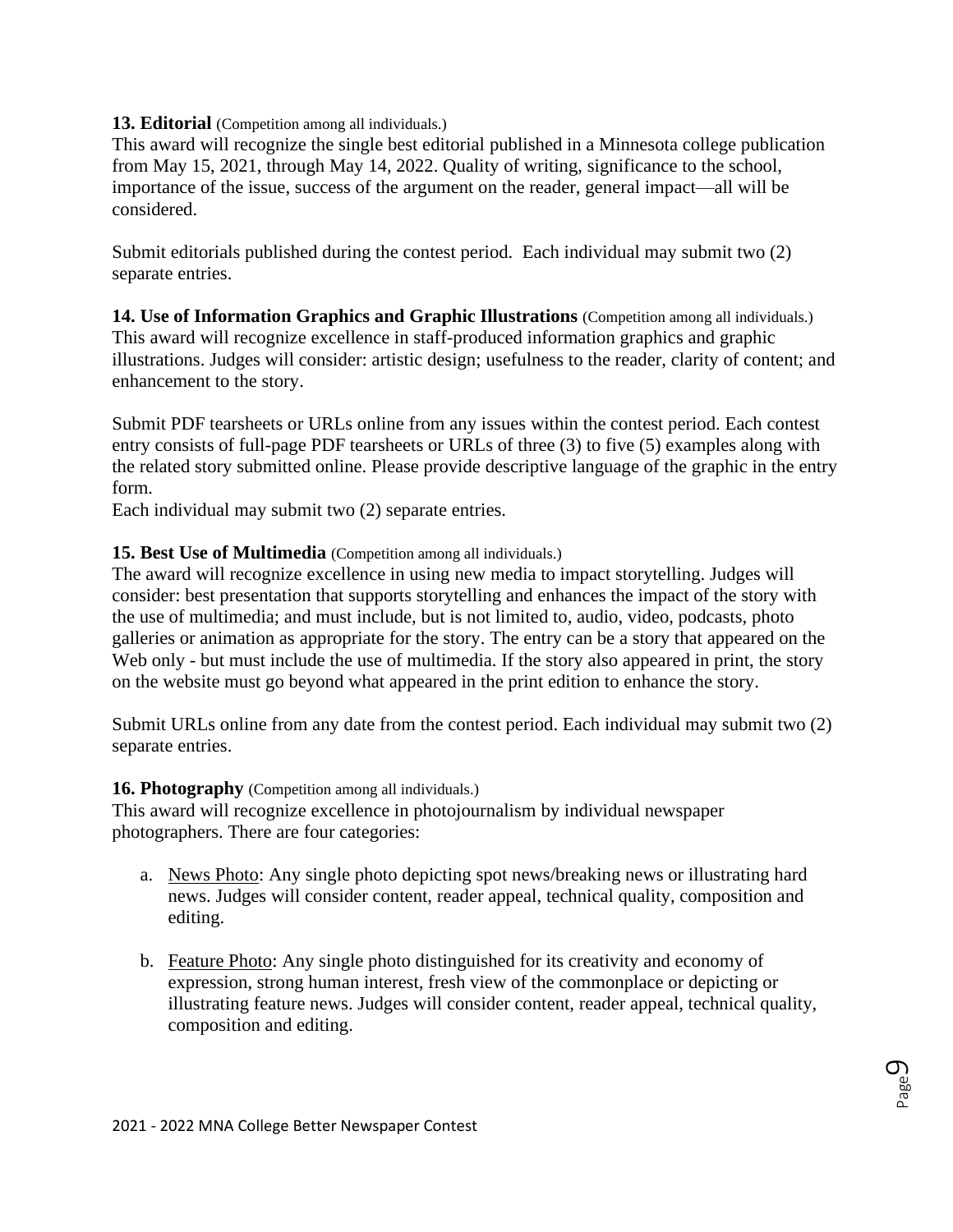**13. Editorial** (Competition among all individuals.)
This award will recognize the single best editorial published in a Minnesota college publication from May 15, 2021, through May 14, 2022. Quality of writing, significance to the school, importance of the issue, success of the argument on the reader, general impact—all will be considered.

Submit editorials published during the contest period. Each individual may submit two (2) separate entries.

**14. Use of Information Graphics and Graphic Illustrations** (Competition among all individuals.)
This award will recognize excellence in staff-produced information graphics and graphic illustrations. Judges will consider: artistic design; usefulness to the reader, clarity of content; and enhancement to the story.

Submit PDF tearsheets or URLs online from any issues within the contest period. Each contest entry consists of full-page PDF tearsheets or URLs of three (3) to five (5) examples along with the related story submitted online. Please provide descriptive language of the graphic in the entry form.
Each individual may submit two (2) separate entries.

**15. Best Use of Multimedia** (Competition among all individuals.)
The award will recognize excellence in using new media to impact storytelling. Judges will consider: best presentation that supports storytelling and enhances the impact of the story with the use of multimedia; and must include, but is not limited to, audio, video, podcasts, photo galleries or animation as appropriate for the story. The entry can be a story that appeared on the Web only - but must include the use of multimedia. If the story also appeared in print, the story on the website must go beyond what appeared in the print edition to enhance the story.

Submit URLs online from any date from the contest period. Each individual may submit two (2) separate entries.

**16. Photography** (Competition among all individuals.)
This award will recognize excellence in photojournalism by individual newspaper photographers. There are four categories:

a. News Photo: Any single photo depicting spot news/breaking news or illustrating hard news. Judges will consider content, reader appeal, technical quality, composition and editing.

b. Feature Photo: Any single photo distinguished for its creativity and economy of expression, strong human interest, fresh view of the commonplace or depicting or illustrating feature news. Judges will consider content, reader appeal, technical quality, composition and editing.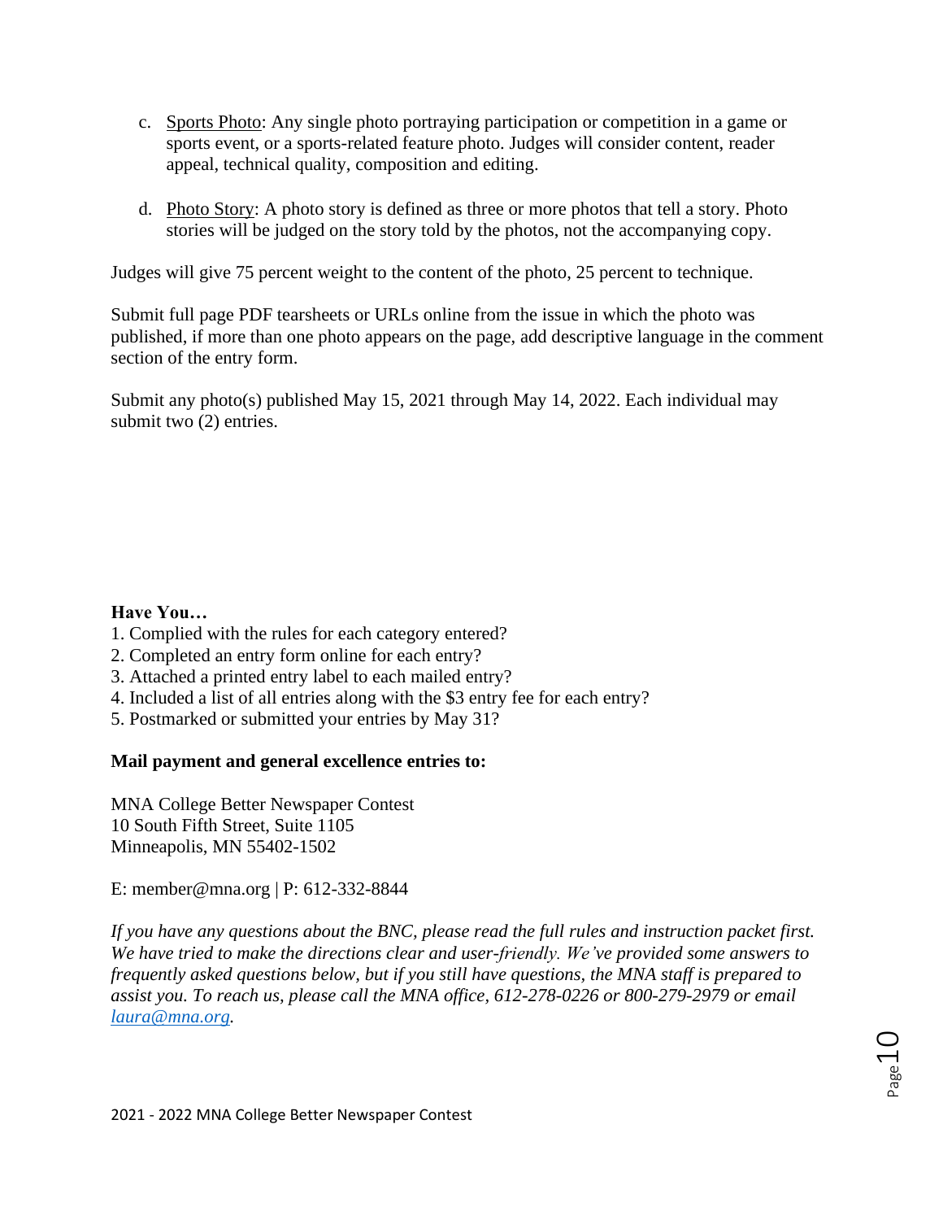c. <u>Sports Photo</u>: Any single photo portraying participation or competition in a game or sports event, or a sports-related feature photo. Judges will consider content, reader appeal, technical quality, composition and editing.

d. <u>Photo Story</u>: A photo story is defined as three or more photos that tell a story. Photo stories will be judged on the story told by the photos, not the accompanying copy.

Judges will give 75 percent weight to the content of the photo, 25 percent to technique.

Submit full page PDF tearsheets or URLs online from the issue in which the photo was published, if more than one photo appears on the page, add descriptive language in the comment section of the entry form.

Submit any photo(s) published May 15, 2021 through May 14, 2022. Each individual may submit two (2) entries.

**Have You…**

1. Complied with the rules for each category entered?
2. Completed an entry form online for each entry?
3. Attached a printed entry label to each mailed entry?
4. Included a list of all entries along with the $3 entry fee for each entry?
5. Postmarked or submitted your entries by May 31?

**Mail payment and general excellence entries to:**

MNA College Better Newspaper Contest
10 South Fifth Street, Suite 1105
Minneapolis, MN 55402-1502

E: member@mna.org | P: 612-332-8844

*If you have any questions about the BNC, please read the full rules and instruction packet first. We have tried to make the directions clear and user-friendly. We've provided some answers to frequently asked questions below, but if you still have questions, the MNA staff is prepared to assist you. To reach us, please call the MNA office, 612-278-0226 or 800-279-2979 or email laura@mna.org.*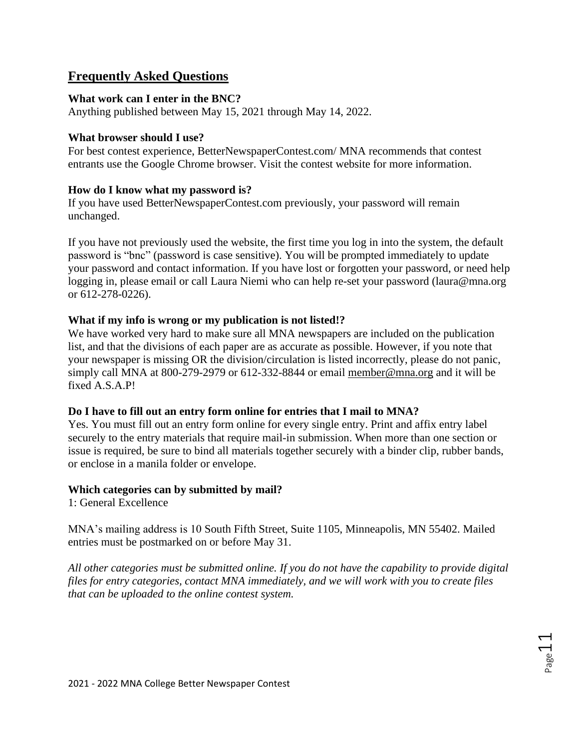## Frequently Asked Questions

**What work can I enter in the BNC?**

Anything published between May 15, 2021 through May 14, 2022.

**What browser should I use?**

For best contest experience, BetterNewspaperContest.com/ MNA recommends that contest entrants use the Google Chrome browser. Visit the contest website for more information.

**How do I know what my password is?**

If you have used BetterNewspaperContest.com previously, your password will remain unchanged.

If you have not previously used the website, the first time you log in into the system, the default password is "bnc" (password is case sensitive). You will be prompted immediately to update your password and contact information. If you have lost or forgotten your password, or need help logging in, please email or call Laura Niemi who can help re-set your password (laura@mna.org or 612-278-0226).

**What if my info is wrong or my publication is not listed!?**

We have worked very hard to make sure all MNA newspapers are included on the publication list, and that the divisions of each paper are as accurate as possible. However, if you note that your newspaper is missing OR the division/circulation is listed incorrectly, please do not panic, simply call MNA at 800-279-2979 or 612-332-8844 or email member@mna.org and it will be fixed A.S.A.P!

**Do I have to fill out an entry form online for entries that I mail to MNA?**

Yes. You must fill out an entry form online for every single entry. Print and affix entry label securely to the entry materials that require mail-in submission. When more than one section or issue is required, be sure to bind all materials together securely with a binder clip, rubber bands, or enclose in a manila folder or envelope.

**Which categories can by submitted by mail?**

1: General Excellence

MNA's mailing address is 10 South Fifth Street, Suite 1105, Minneapolis, MN 55402. Mailed entries must be postmarked on or before May 31.

*All other categories must be submitted online. If you do not have the capability to provide digital files for entry categories, contact MNA immediately, and we will work with you to create files that can be uploaded to the online contest system.*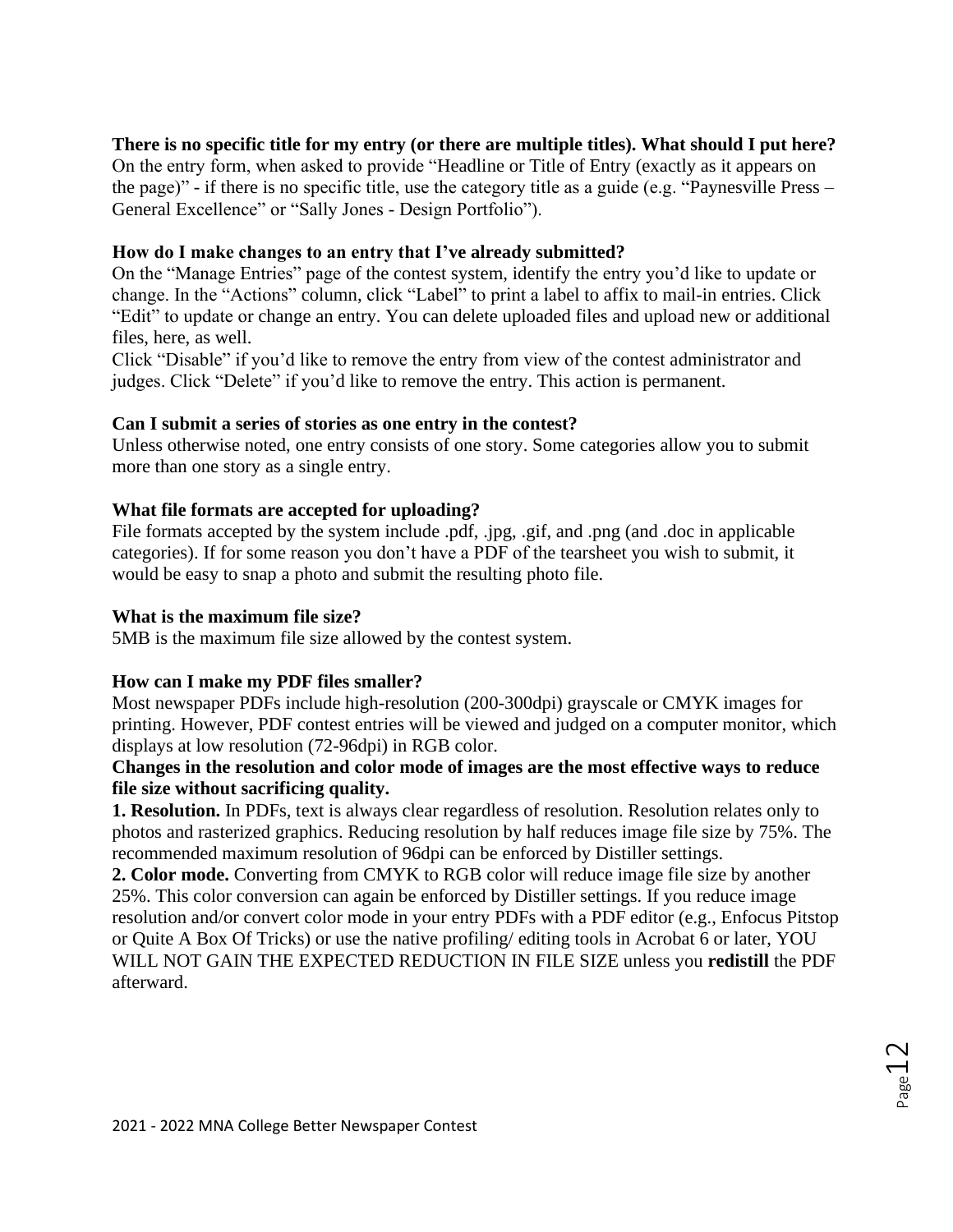**There is no specific title for my entry (or there are multiple titles). What should I put here?**
On the entry form, when asked to provide "Headline or Title of Entry (exactly as it appears on the page)" - if there is no specific title, use the category title as a guide (e.g. "Paynesville Press – General Excellence" or "Sally Jones - Design Portfolio").

**How do I make changes to an entry that I've already submitted?**
On the "Manage Entries" page of the contest system, identify the entry you'd like to update or change. In the "Actions" column, click "Label" to print a label to affix to mail-in entries. Click "Edit" to update or change an entry. You can delete uploaded files and upload new or additional files, here, as well.
Click "Disable" if you'd like to remove the entry from view of the contest administrator and judges. Click "Delete" if you'd like to remove the entry. This action is permanent.

**Can I submit a series of stories as one entry in the contest?**
Unless otherwise noted, one entry consists of one story. Some categories allow you to submit more than one story as a single entry.

**What file formats are accepted for uploading?**
File formats accepted by the system include .pdf, .jpg, .gif, and .png (and .doc in applicable categories). If for some reason you don't have a PDF of the tearsheet you wish to submit, it would be easy to snap a photo and submit the resulting photo file.

**What is the maximum file size?**
5MB is the maximum file size allowed by the contest system.

**How can I make my PDF files smaller?**
Most newspaper PDFs include high-resolution (200-300dpi) grayscale or CMYK images for printing. However, PDF contest entries will be viewed and judged on a computer monitor, which displays at low resolution (72-96dpi) in RGB color.
**Changes in the resolution and color mode of images are the most effective ways to reduce file size without sacrificing quality.**
**1. Resolution.** In PDFs, text is always clear regardless of resolution. Resolution relates only to photos and rasterized graphics. Reducing resolution by half reduces image file size by 75%. The recommended maximum resolution of 96dpi can be enforced by Distiller settings.
**2. Color mode.** Converting from CMYK to RGB color will reduce image file size by another 25%. This color conversion can again be enforced by Distiller settings. If you reduce image resolution and/or convert color mode in your entry PDFs with a PDF editor (e.g., Enfocus Pitstop or Quite A Box Of Tricks) or use the native profiling/ editing tools in Acrobat 6 or later, YOU WILL NOT GAIN THE EXPECTED REDUCTION IN FILE SIZE unless you **redistill** the PDF afterward.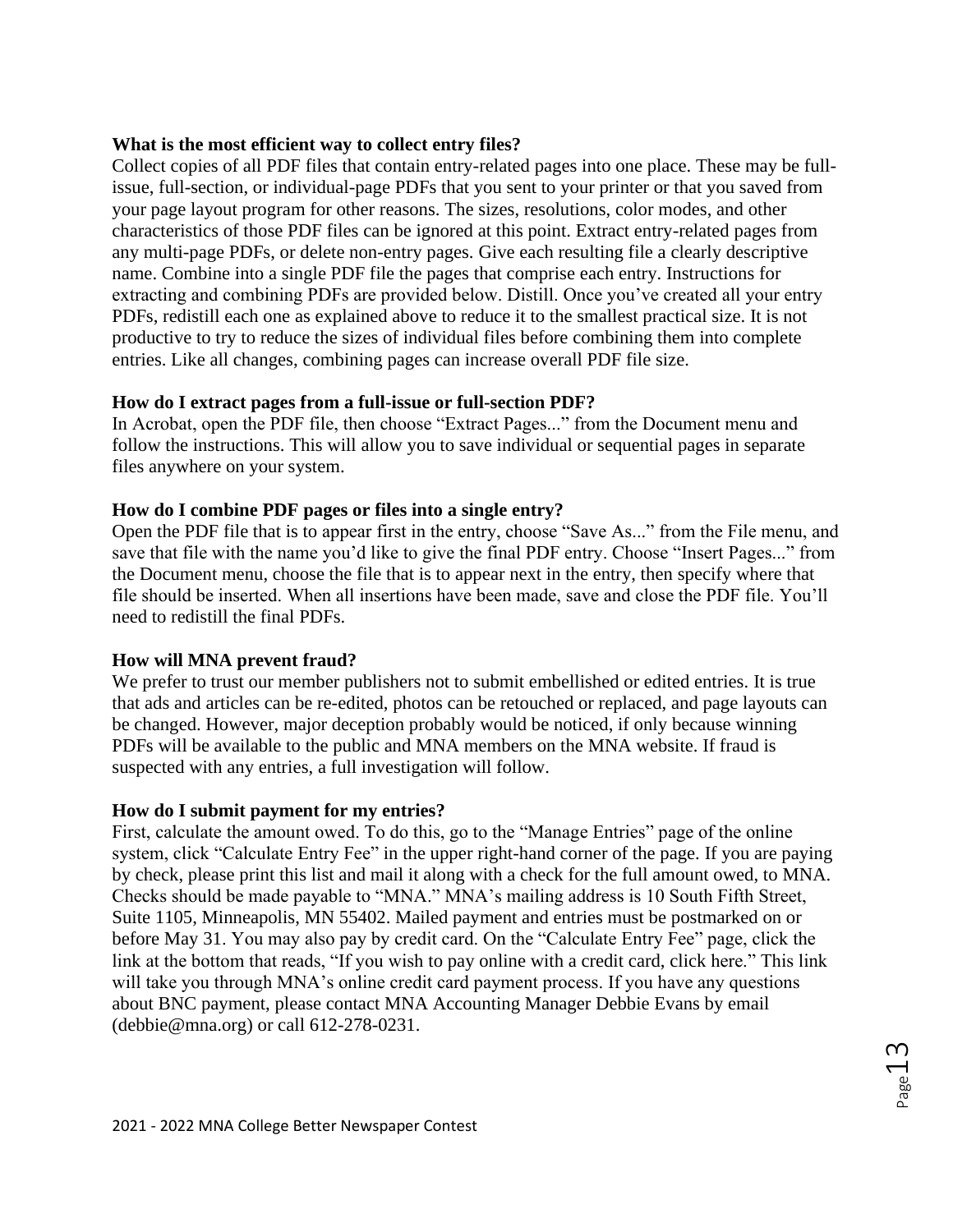**What is the most efficient way to collect entry files?**
Collect copies of all PDF files that contain entry-related pages into one place. These may be full-issue, full-section, or individual-page PDFs that you sent to your printer or that you saved from your page layout program for other reasons. The sizes, resolutions, color modes, and other characteristics of those PDF files can be ignored at this point. Extract entry-related pages from any multi-page PDFs, or delete non-entry pages. Give each resulting file a clearly descriptive name. Combine into a single PDF file the pages that comprise each entry. Instructions for extracting and combining PDFs are provided below. Distill. Once you've created all your entry PDFs, redistill each one as explained above to reduce it to the smallest practical size. It is not productive to try to reduce the sizes of individual files before combining them into complete entries. Like all changes, combining pages can increase overall PDF file size.

**How do I extract pages from a full-issue or full-section PDF?**
In Acrobat, open the PDF file, then choose "Extract Pages..." from the Document menu and follow the instructions. This will allow you to save individual or sequential pages in separate files anywhere on your system.

**How do I combine PDF pages or files into a single entry?**
Open the PDF file that is to appear first in the entry, choose "Save As..." from the File menu, and save that file with the name you'd like to give the final PDF entry. Choose "Insert Pages..." from the Document menu, choose the file that is to appear next in the entry, then specify where that file should be inserted. When all insertions have been made, save and close the PDF file. You'll need to redistill the final PDFs.

**How will MNA prevent fraud?**
We prefer to trust our member publishers not to submit embellished or edited entries. It is true that ads and articles can be re-edited, photos can be retouched or replaced, and page layouts can be changed. However, major deception probably would be noticed, if only because winning PDFs will be available to the public and MNA members on the MNA website. If fraud is suspected with any entries, a full investigation will follow.

**How do I submit payment for my entries?**
First, calculate the amount owed. To do this, go to the "Manage Entries" page of the online system, click "Calculate Entry Fee" in the upper right-hand corner of the page. If you are paying by check, please print this list and mail it along with a check for the full amount owed, to MNA. Checks should be made payable to "MNA." MNA's mailing address is 10 South Fifth Street, Suite 1105, Minneapolis, MN 55402. Mailed payment and entries must be postmarked on or before May 31. You may also pay by credit card. On the "Calculate Entry Fee" page, click the link at the bottom that reads, "If you wish to pay online with a credit card, click here." This link will take you through MNA's online credit card payment process. If you have any questions about BNC payment, please contact MNA Accounting Manager Debbie Evans by email (debbie@mna.org) or call 612-278-0231.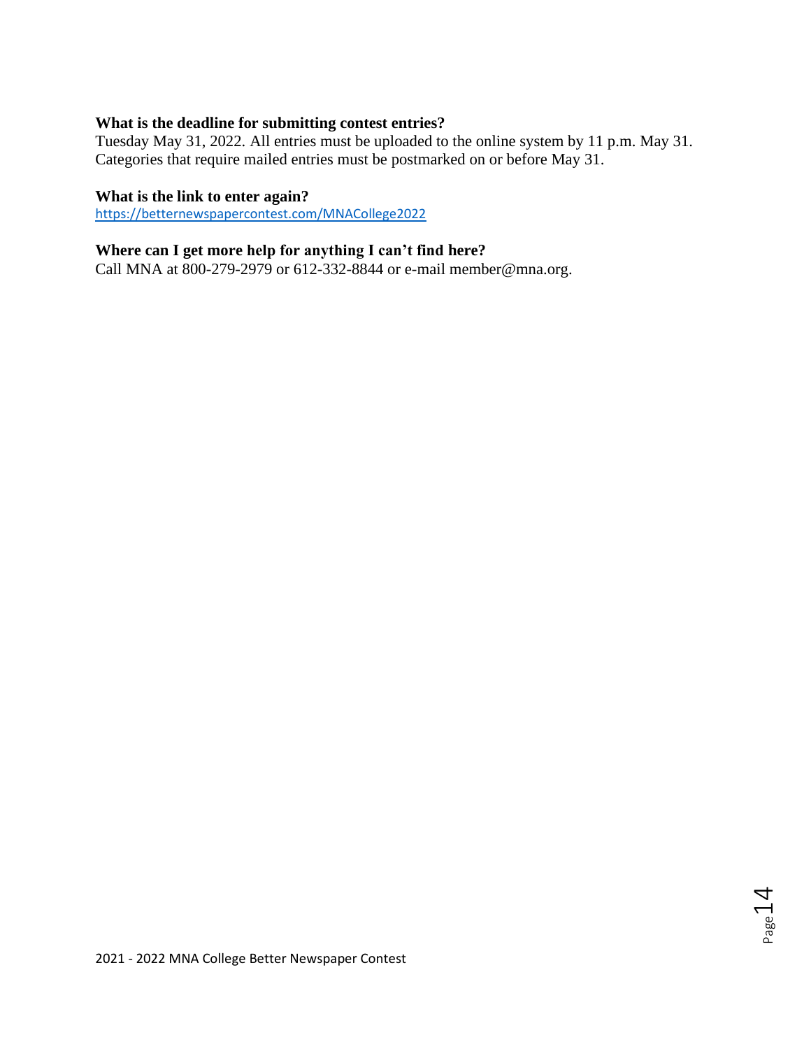**What is the deadline for submitting contest entries?**
Tuesday May 31, 2022. All entries must be uploaded to the online system by 11 p.m. May 31. Categories that require mailed entries must be postmarked on or before May 31.

**What is the link to enter again?**
https://betternewspapercontest.com/MNACollege2022

**Where can I get more help for anything I can't find here?**
Call MNA at 800-279-2979 or 612-332-8844 or e-mail member@mna.org.